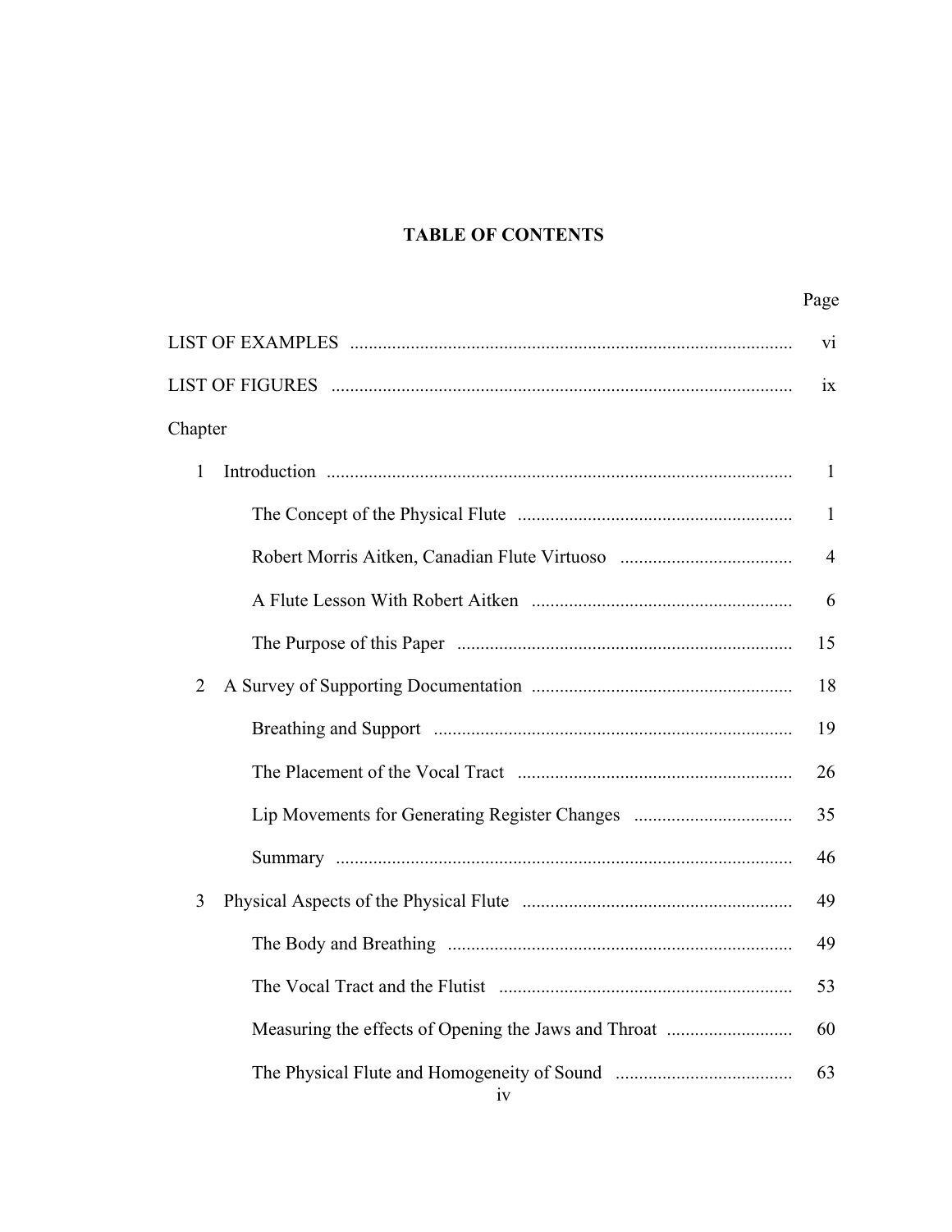# TABLE OF CONTENTS

| | Page |
|---|---|
| LIST OF EXAMPLES | vi |
| LIST OF FIGURES | ix |
| Chapter | |
| 1 Introduction | 1 |
| The Concept of the Physical Flute | 1 |
| Robert Morris Aitken, Canadian Flute Virtuoso | 4 |
| A Flute Lesson With Robert Aitken | 6 |
| The Purpose of this Paper | 15 |
| 2 A Survey of Supporting Documentation | 18 |
| Breathing and Support | 19 |
| The Placement of the Vocal Tract | 26 |
| Lip Movements for Generating Register Changes | 35 |
| Summary | 46 |
| 3 Physical Aspects of the Physical Flute | 49 |
| The Body and Breathing | 49 |
| The Vocal Tract and the Flutist | 53 |
| Measuring the effects of Opening the Jaws and Throat | 60 |
| The Physical Flute and Homogeneity of Sound | 63 |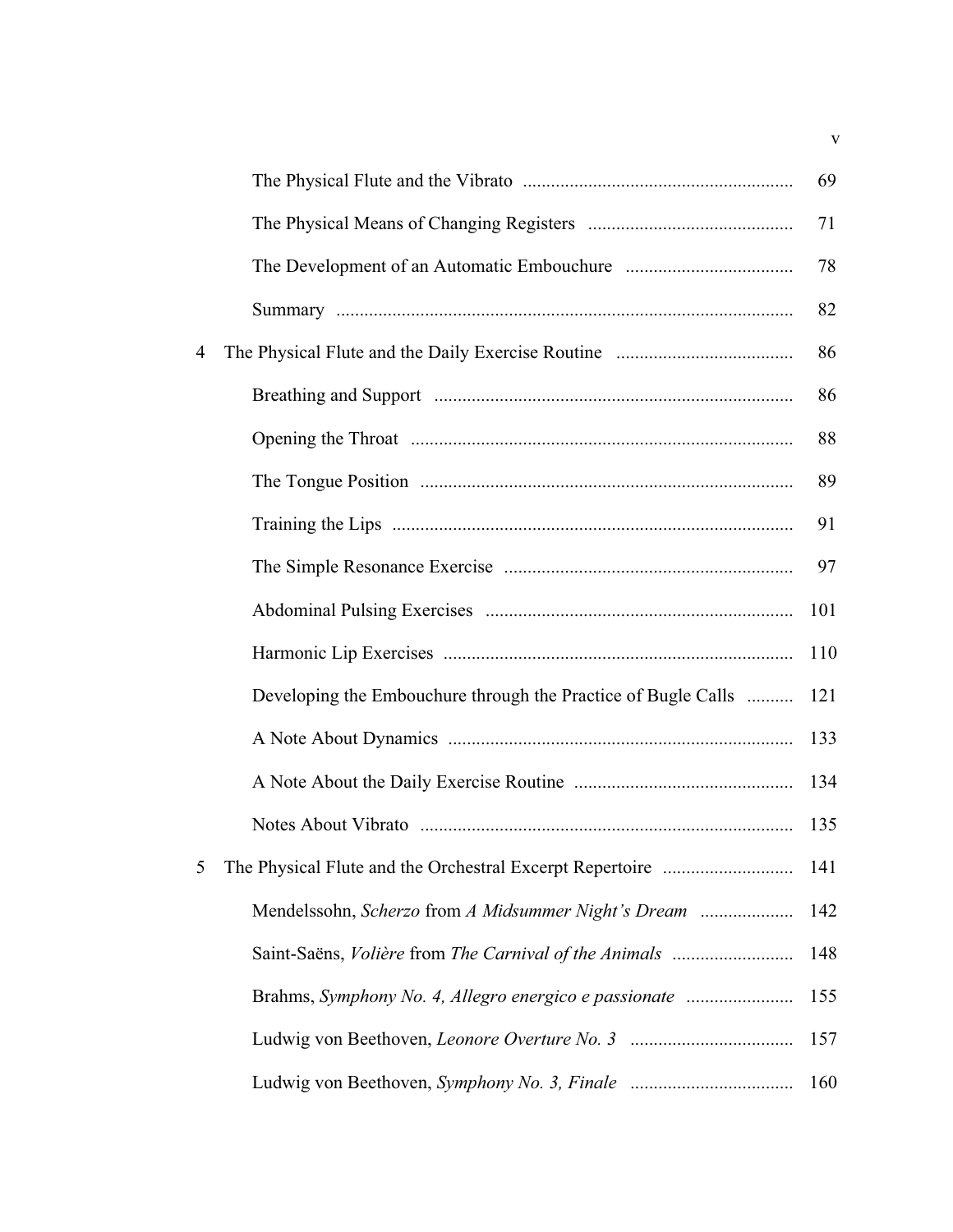| | | |
|---|---|---|
| | The Physical Flute and the Vibrato | 69 |
| | The Physical Means of Changing Registers | 71 |
| | The Development of an Automatic Embouchure | 78 |
| | Summary | 82 |
| 4 | The Physical Flute and the Daily Exercise Routine | 86 |
| | Breathing and Support | 86 |
| | Opening the Throat | 88 |
| | The Tongue Position | 89 |
| | Training the Lips | 91 |
| | The Simple Resonance Exercise | 97 |
| | Abdominal Pulsing Exercises | 101 |
| | Harmonic Lip Exercises | 110 |
| | Developing the Embouchure through the Practice of Bugle Calls | 121 |
| | A Note About Dynamics | 133 |
| | A Note About the Daily Exercise Routine | 134 |
| | Notes About Vibrato | 135 |
| 5 | The Physical Flute and the Orchestral Excerpt Repertoire | 141 |
| | Mendelssohn, *Scherzo* from *A Midsummer Night's Dream* | 142 |
| | Saint-Saëns, *Volière* from *The Carnival of the Animals* | 148 |
| | Brahms, *Symphony No. 4, Allegro energico e passionate* | 155 |
| | Ludwig von Beethoven, *Leonore Overture No. 3* | 157 |
| | Ludwig von Beethoven, *Symphony No. 3, Finale* | 160 |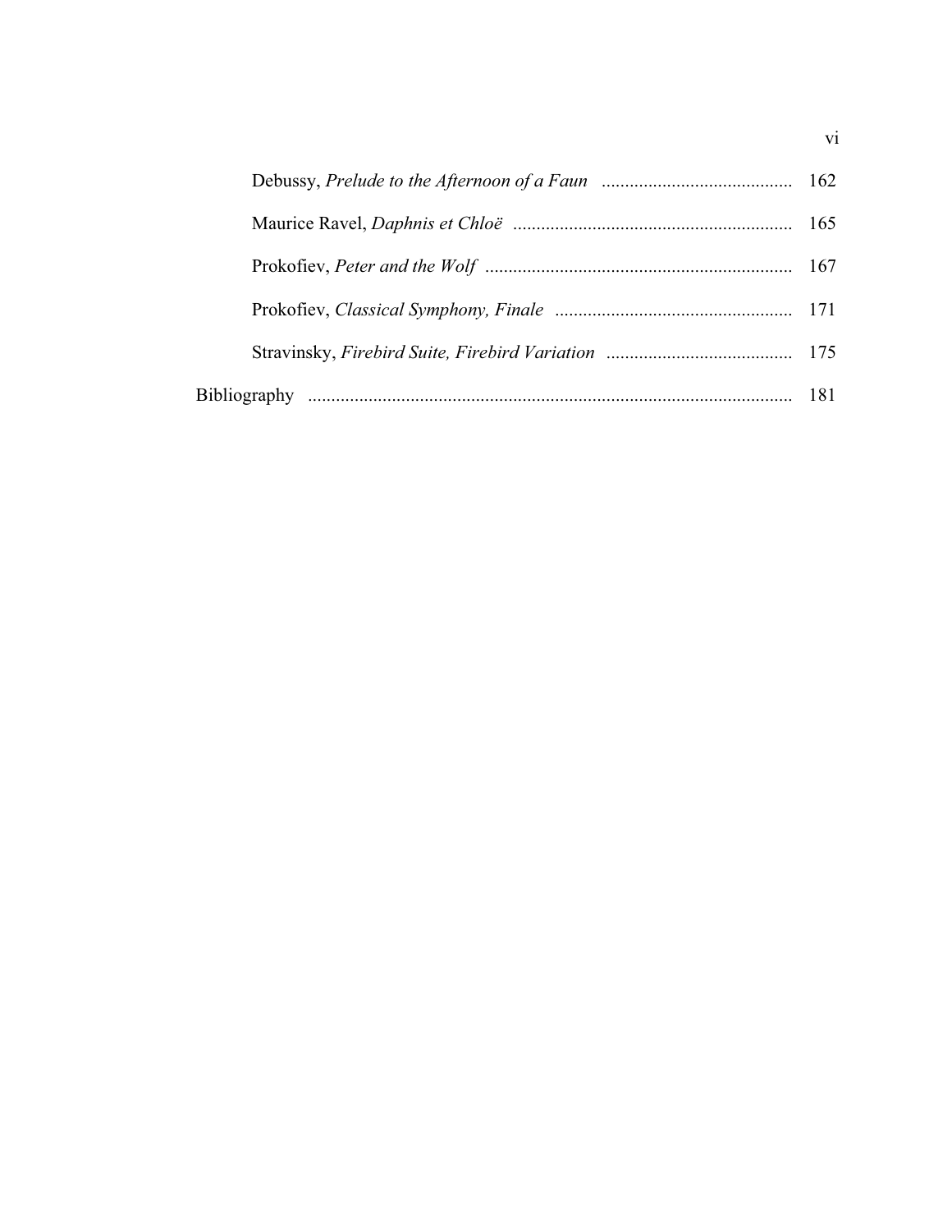Debussy, *Prelude to the Afternoon of a Faun* ........................................ 162

Maurice Ravel, *Daphnis et Chloë* ........................................................... 165

Prokofiev, *Peter and the Wolf* ................................................................. 167

Prokofiev, *Classical Symphony, Finale* .................................................. 171

Stravinsky, *Firebird Suite, Firebird Variation* ....................................... 175

Bibliography ....................................................................................................... 181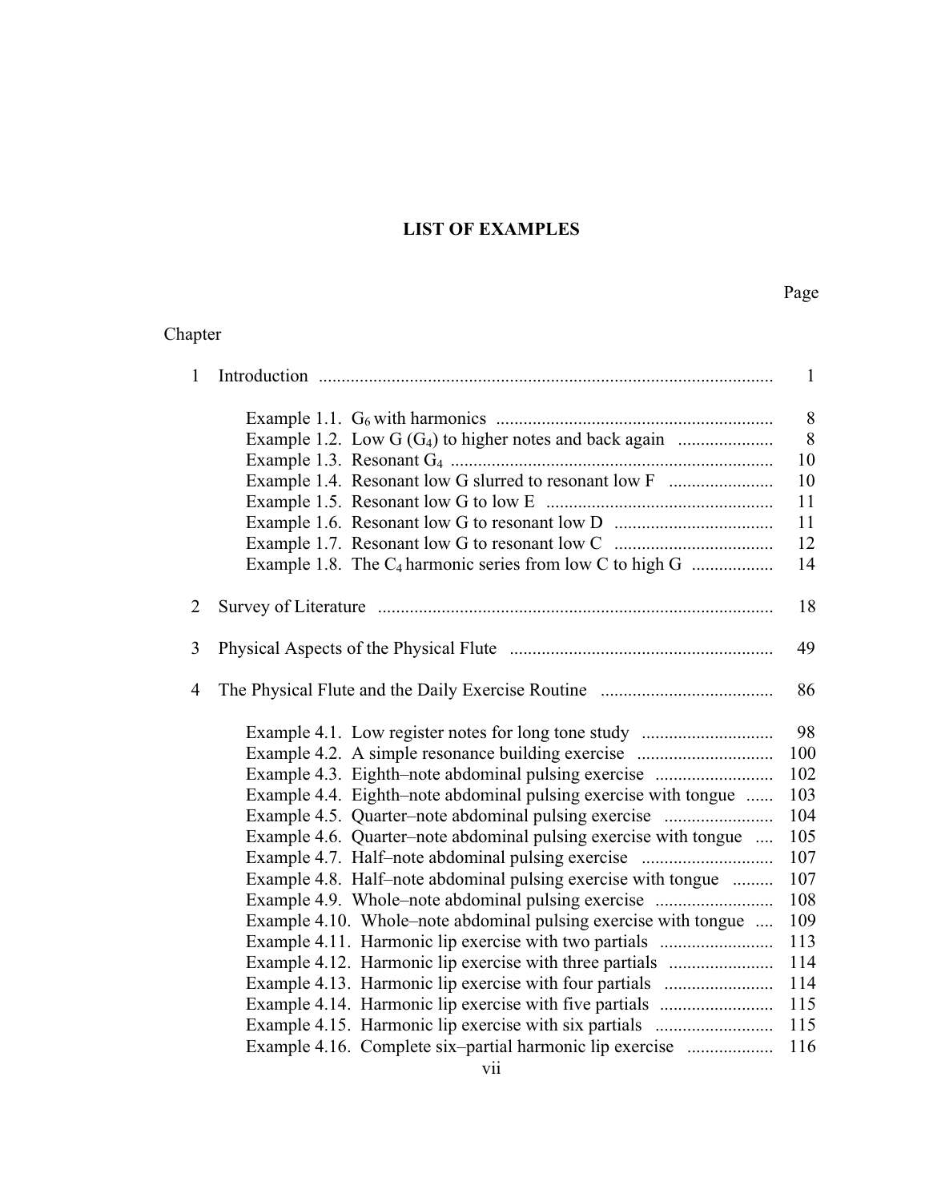# LIST OF EXAMPLES

| Chapter | | Page |
|---|---|---|
| 1 | Introduction | 1 |
| | Example 1.1. $G_6$ with harmonics | 8 |
| | Example 1.2. Low G ($G_4$) to higher notes and back again | 8 |
| | Example 1.3. Resonant $G_4$ | 10 |
| | Example 1.4. Resonant low G slurred to resonant low F | 10 |
| | Example 1.5. Resonant low G to low E | 11 |
| | Example 1.6. Resonant low G to resonant low D | 11 |
| | Example 1.7. Resonant low G to resonant low C | 12 |
| | Example 1.8. The $C_4$ harmonic series from low C to high G | 14 |
| 2 | Survey of Literature | 18 |
| 3 | Physical Aspects of the Physical Flute | 49 |
| 4 | The Physical Flute and the Daily Exercise Routine | 86 |
| | Example 4.1. Low register notes for long tone study | 98 |
| | Example 4.2. A simple resonance building exercise | 100 |
| | Example 4.3. Eighth–note abdominal pulsing exercise | 102 |
| | Example 4.4. Eighth–note abdominal pulsing exercise with tongue | 103 |
| | Example 4.5. Quarter–note abdominal pulsing exercise | 104 |
| | Example 4.6. Quarter–note abdominal pulsing exercise with tongue | 105 |
| | Example 4.7. Half–note abdominal pulsing exercise | 107 |
| | Example 4.8. Half–note abdominal pulsing exercise with tongue | 107 |
| | Example 4.9. Whole–note abdominal pulsing exercise | 108 |
| | Example 4.10. Whole–note abdominal pulsing exercise with tongue | 109 |
| | Example 4.11. Harmonic lip exercise with two partials | 113 |
| | Example 4.12. Harmonic lip exercise with three partials | 114 |
| | Example 4.13. Harmonic lip exercise with four partials | 114 |
| | Example 4.14. Harmonic lip exercise with five partials | 115 |
| | Example 4.15. Harmonic lip exercise with six partials | 115 |
| | Example 4.16. Complete six–partial harmonic lip exercise | 116 |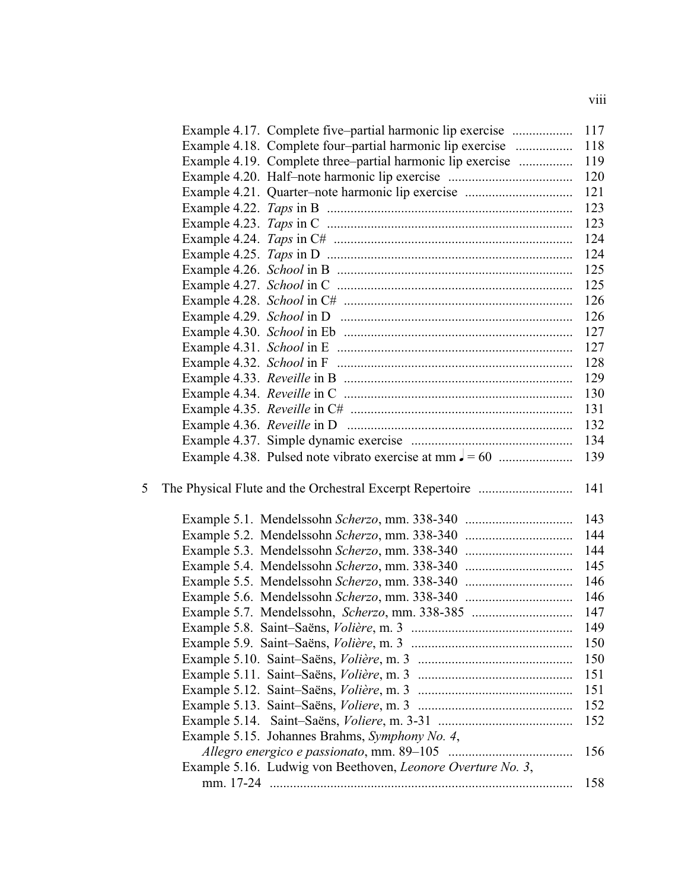Example 4.17. Complete five–partial harmonic lip exercise .................. 117
Example 4.18. Complete four–partial harmonic lip exercise ................. 118
Example 4.19. Complete three–partial harmonic lip exercise ................ 119
Example 4.20. Half–note harmonic lip exercise ..................................... 120
Example 4.21. Quarter–note harmonic lip exercise ................................ 121
Example 4.22. *Taps* in B ........................................................................ 123
Example 4.23. *Taps* in C ........................................................................ 123
Example 4.24. *Taps* in C# ...................................................................... 124
Example 4.25. *Taps* in D ........................................................................ 124
Example 4.26. *School* in B ..................................................................... 125
Example 4.27. *School* in C ..................................................................... 125
Example 4.28. *School* in C# ................................................................... 126
Example 4.29. *School* in D ..................................................................... 126
Example 4.30. *School* in Eb ................................................................... 127
Example 4.31. *School* in E ..................................................................... 127
Example 4.32. *School* in F ..................................................................... 128
Example 4.33. *Reveille* in B ................................................................... 129
Example 4.34. *Reveille* in C ................................................................... 130
Example 4.35. *Reveille* in C# ................................................................. 131
Example 4.36. *Reveille* in D .................................................................. 132
Example 4.37. Simple dynamic exercise ................................................ 134
Example 4.38. Pulsed note vibrato exercise at mm ♩ = 60 ...................... 139

5 The Physical Flute and the Orchestral Excerpt Repertoire ............................ 141

Example 5.1. Mendelssohn *Scherzo*, mm. 338-340 ................................ 143
Example 5.2. Mendelssohn *Scherzo*, mm. 338-340 ................................ 144
Example 5.3. Mendelssohn *Scherzo*, mm. 338-340 ................................ 144
Example 5.4. Mendelssohn *Scherzo*, mm. 338-340 ................................ 145
Example 5.5. Mendelssohn *Scherzo*, mm. 338-340 ................................ 146
Example 5.6. Mendelssohn *Scherzo*, mm. 338-340 ................................ 146
Example 5.7. Mendelssohn, *Scherzo*, mm. 338-385 .............................. 147
Example 5.8. Saint–Saëns, *Volière*, m. 3 ................................................ 149
Example 5.9. Saint–Saëns, *Volière*, m. 3 ................................................ 150
Example 5.10. Saint–Saëns, *Volière*, m. 3 .............................................. 150
Example 5.11. Saint–Saëns, *Volière*, m. 3 .............................................. 151
Example 5.12. Saint–Saëns, *Volière*, m. 3 .............................................. 151
Example 5.13. Saint–Saëns, *Voliere*, m. 3 .............................................. 152
Example 5.14. Saint–Saëns, *Voliere*, m. 3-31 ........................................ 152
Example 5.15. Johannes Brahms, *Symphony No. 4*,
*Allegro energico e passionato*, mm. 89–105 ..................................... 156
Example 5.16. Ludwig von Beethoven, *Leonore Overture No. 3*,
mm. 17-24 ......................................................................................... 158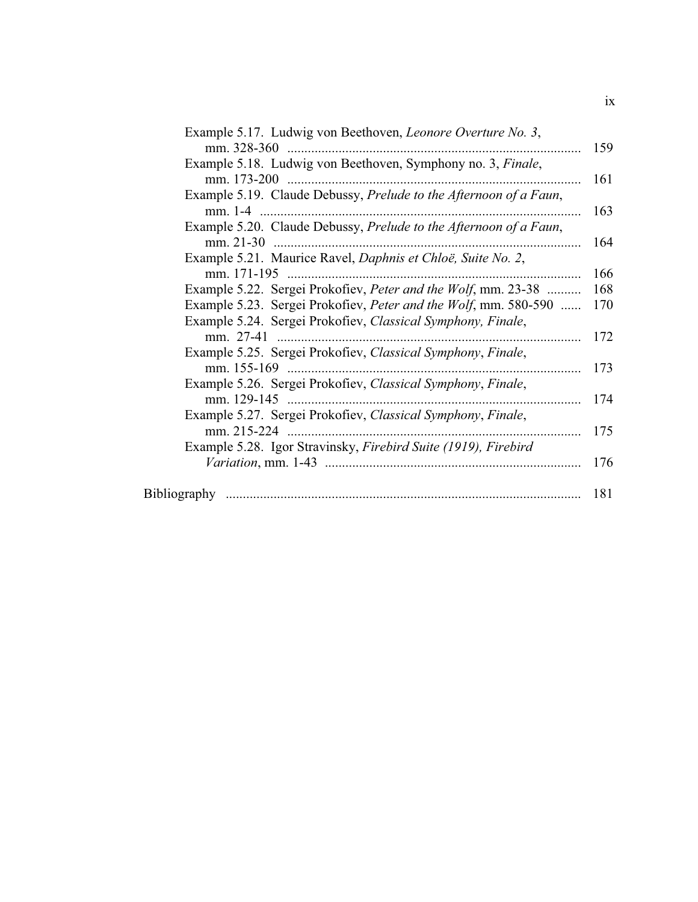Example 5.17. Ludwig von Beethoven, *Leonore Overture No. 3*, mm. 328-360 ...... 159

Example 5.18. Ludwig von Beethoven, Symphony no. 3, *Finale*, mm. 173-200 ...... 161

Example 5.19. Claude Debussy, *Prelude to the Afternoon of a Faun*, mm. 1-4 ...... 163

Example 5.20. Claude Debussy, *Prelude to the Afternoon of a Faun*, mm. 21-30 ...... 164

Example 5.21. Maurice Ravel, *Daphnis et Chloë, Suite No. 2*, mm. 171-195 ...... 166

Example 5.22. Sergei Prokofiev, *Peter and the Wolf*, mm. 23-38 ...... 168

Example 5.23. Sergei Prokofiev, *Peter and the Wolf*, mm. 580-590 ...... 170

Example 5.24. Sergei Prokofiev, *Classical Symphony, Finale*, mm. 27-41 ...... 172

Example 5.25. Sergei Prokofiev, *Classical Symphony*, *Finale*, mm. 155-169 ...... 173

Example 5.26. Sergei Prokofiev, *Classical Symphony*, *Finale*, mm. 129-145 ...... 174

Example 5.27. Sergei Prokofiev, *Classical Symphony*, *Finale*, mm. 215-224 ...... 175

Example 5.28. Igor Stravinsky, *Firebird Suite (1919), Firebird Variation*, mm. 1-43 ...... 176

Bibliography ...... 181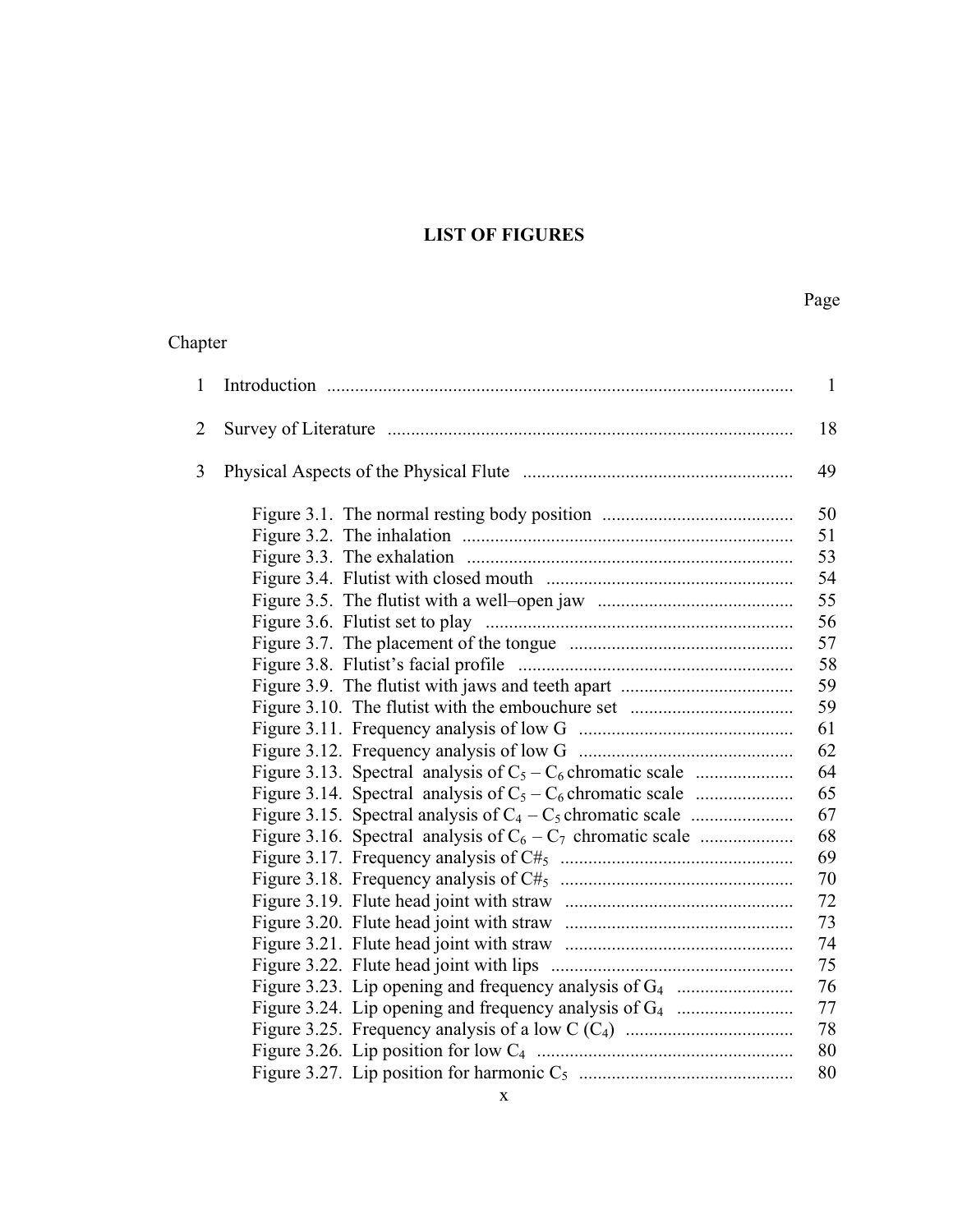# LIST OF FIGURES

| Chapter | | Page |
|---|---|---|
| 1 | Introduction | 1 |
| 2 | Survey of Literature | 18 |
| 3 | Physical Aspects of the Physical Flute | 49 |
| | Figure 3.1. The normal resting body position | 50 |
| | Figure 3.2. The inhalation | 51 |
| | Figure 3.3. The exhalation | 53 |
| | Figure 3.4. Flutist with closed mouth | 54 |
| | Figure 3.5. The flutist with a well–open jaw | 55 |
| | Figure 3.6. Flutist set to play | 56 |
| | Figure 3.7. The placement of the tongue | 57 |
| | Figure 3.8. Flutist's facial profile | 58 |
| | Figure 3.9. The flutist with jaws and teeth apart | 59 |
| | Figure 3.10. The flutist with the embouchure set | 59 |
| | Figure 3.11. Frequency analysis of low G | 61 |
| | Figure 3.12. Frequency analysis of low G | 62 |
| | Figure 3.13. Spectral analysis of $C_5$ – $C_6$ chromatic scale | 64 |
| | Figure 3.14. Spectral analysis of $C_5$ – $C_6$ chromatic scale | 65 |
| | Figure 3.15. Spectral analysis of $C_4$ – $C_5$ chromatic scale | 67 |
| | Figure 3.16. Spectral analysis of $C_6$ – $C_7$ chromatic scale | 68 |
| | Figure 3.17. Frequency analysis of $C\#_5$ | 69 |
| | Figure 3.18. Frequency analysis of $C\#_5$ | 70 |
| | Figure 3.19. Flute head joint with straw | 72 |
| | Figure 3.20. Flute head joint with straw | 73 |
| | Figure 3.21. Flute head joint with straw | 74 |
| | Figure 3.22. Flute head joint with lips | 75 |
| | Figure 3.23. Lip opening and frequency analysis of $G_4$ | 76 |
| | Figure 3.24. Lip opening and frequency analysis of $G_4$ | 77 |
| | Figure 3.25. Frequency analysis of a low C ($C_4$) | 78 |
| | Figure 3.26. Lip position for low $C_4$ | 80 |
| | Figure 3.27. Lip position for harmonic $C_5$ | 80 |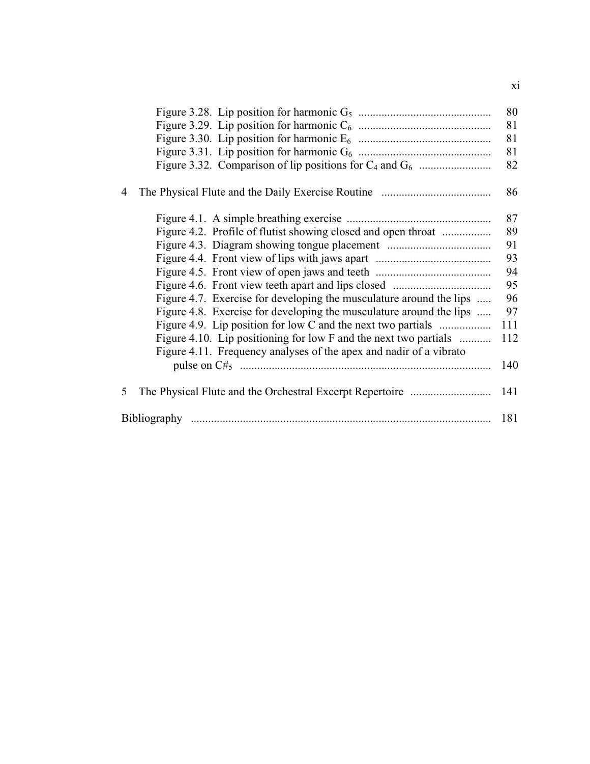Figure 3.28. Lip position for harmonic $G_5$ ............................................. 80
Figure 3.29. Lip position for harmonic $C_6$ ............................................. 81
Figure 3.30. Lip position for harmonic $E_6$ ............................................. 81
Figure 3.31. Lip position for harmonic $G_6$ ............................................. 81
Figure 3.32. Comparison of lip positions for $C_4$ and $G_6$ ......................... 82

4 The Physical Flute and the Daily Exercise Routine ...................................... 86

Figure 4.1. A simple breathing exercise .................................................. 87
Figure 4.2. Profile of flutist showing closed and open throat ................. 89
Figure 4.3. Diagram showing tongue placement .................................... 91
Figure 4.4. Front view of lips with jaws apart ........................................ 93
Figure 4.5. Front view of open jaws and teeth ........................................ 94
Figure 4.6. Front view teeth apart and lips closed .................................. 95
Figure 4.7. Exercise for developing the musculature around the lips ..... 96
Figure 4.8. Exercise for developing the musculature around the lips ..... 97
Figure 4.9. Lip position for low C and the next two partials .................. 111
Figure 4.10. Lip positioning for low F and the next two partials ........... 112
Figure 4.11. Frequency analyses of the apex and nadir of a vibrato pulse on $C\#_5$ ....................................................................................... 140

5 The Physical Flute and the Orchestral Excerpt Repertoire ............................ 141

Bibliography ........................................................................................................ 181